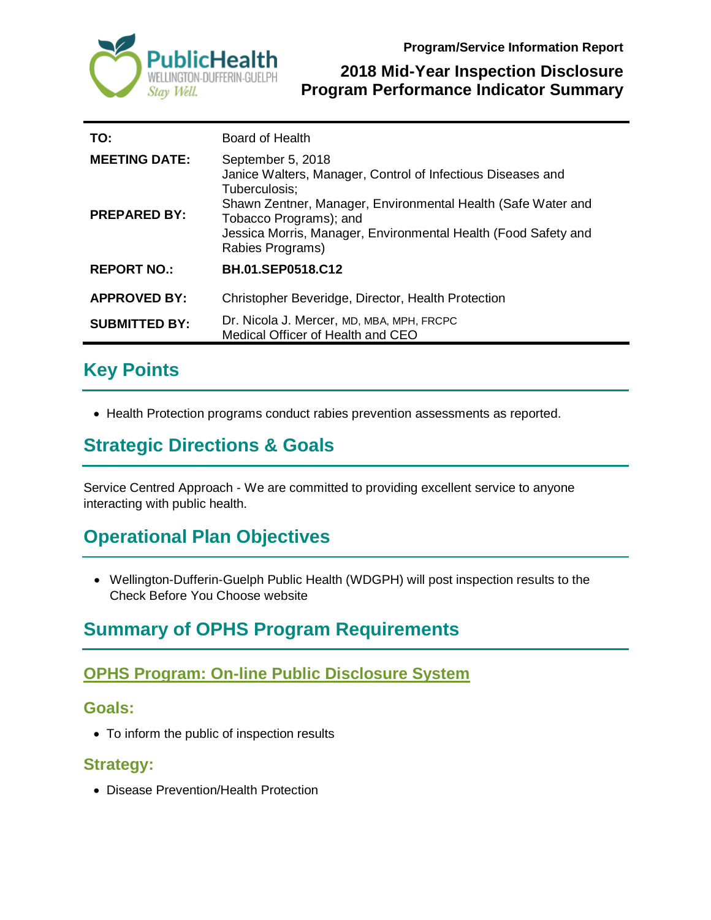Program/Service Information Report

# 2018 Mid-Year Inspection Disclosure Program Performance Indicator Summary

| | |
|---|---|
| **TO:** | Board of Health |
| **MEETING DATE:** | September 5, 2018 |
| **PREPARED BY:** | Janice Walters, Manager, Control of Infectious Diseases and Tuberculosis; Shawn Zentner, Manager, Environmental Health (Safe Water and Tobacco Programs); and Jessica Morris, Manager, Environmental Health (Food Safety and Rabies Programs) |
| **REPORT NO.:** | **BH.01.SEP0518.C12** |
| **APPROVED BY:** | Christopher Beveridge, Director, Health Protection |
| **SUBMITTED BY:** | Dr. Nicola J. Mercer, MD, MBA, MPH, FRCPC<br>Medical Officer of Health and CEO |

## Key Points

- Health Protection programs conduct rabies prevention assessments as reported.

## Strategic Directions & Goals

Service Centred Approach - We are committed to providing excellent service to anyone interacting with public health.

## Operational Plan Objectives

- Wellington-Dufferin-Guelph Public Health (WDGPH) will post inspection results to the Check Before You Choose website

## Summary of OPHS Program Requirements

### OPHS Program: On-line Public Disclosure System

#### Goals:

- To inform the public of inspection results

#### Strategy:

- Disease Prevention/Health Protection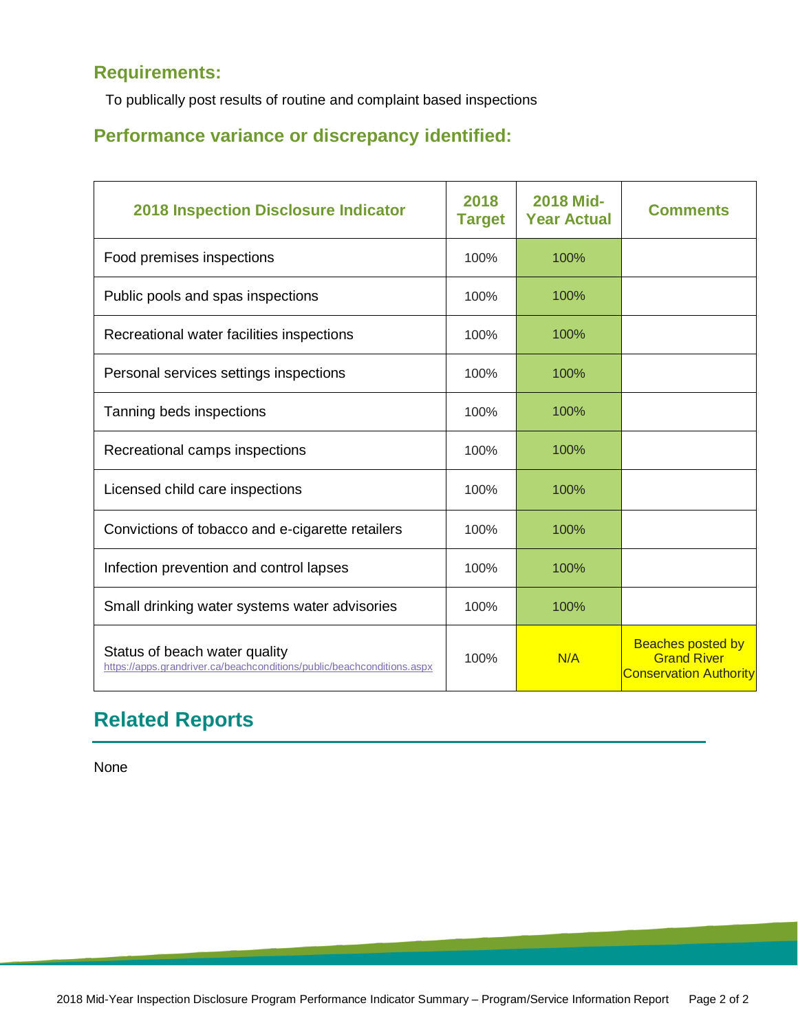## Requirements:

To publically post results of routine and complaint based inspections

## Performance variance or discrepancy identified:

| 2018 Inspection Disclosure Indicator | 2018 Target | 2018 Mid-Year Actual | Comments |
|---|---|---|---|
| Food premises inspections | 100% | 100% | |
| Public pools and spas inspections | 100% | 100% | |
| Recreational water facilities inspections | 100% | 100% | |
| Personal services settings inspections | 100% | 100% | |
| Tanning beds inspections | 100% | 100% | |
| Recreational camps inspections | 100% | 100% | |
| Licensed child care inspections | 100% | 100% | |
| Convictions of tobacco and e-cigarette retailers | 100% | 100% | |
| Infection prevention and control lapses | 100% | 100% | |
| Small drinking water systems water advisories | 100% | 100% | |
| Status of beach water quality https://apps.grandriver.ca/beachconditions/public/beachconditions.aspx | 100% | N/A | Beaches posted by Grand River Conservation Authority |

## Related Reports

None